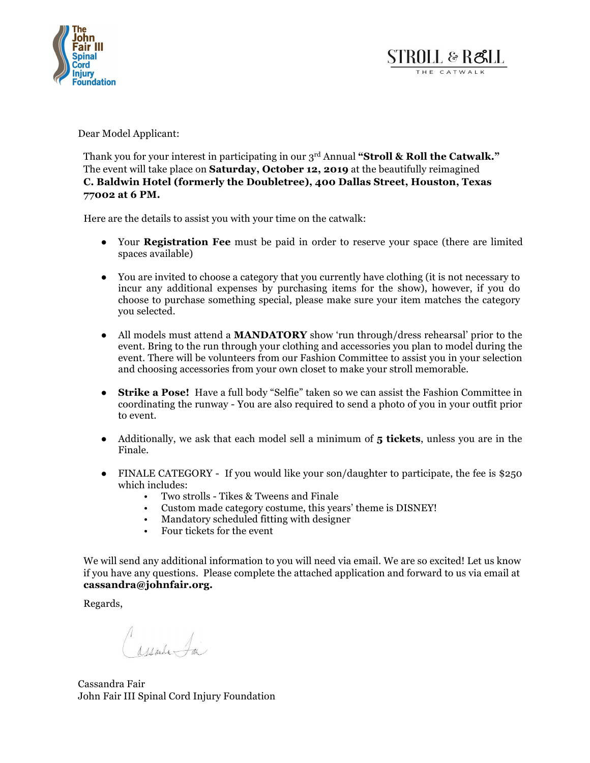The John Fair III Spinal Cord Injury Foundation

STROLL & ROLL
THE CATWALK

Dear Model Applicant:

Thank you for your interest in participating in our 3rd Annual **"Stroll & Roll the Catwalk."** The event will take place on **Saturday, October 12, 2019** at the beautifully reimagined **C. Baldwin Hotel (formerly the Doubletree), 400 Dallas Street, Houston, Texas 77002 at 6 PM.**

Here are the details to assist you with your time on the catwalk:

- Your **Registration Fee** must be paid in order to reserve your space (there are limited spaces available)
- You are invited to choose a category that you currently have clothing (it is not necessary to incur any additional expenses by purchasing items for the show), however, if you do choose to purchase something special, please make sure your item matches the category you selected.
- All models must attend a **MANDATORY** show 'run through/dress rehearsal' prior to the event. Bring to the run through your clothing and accessories you plan to model during the event. There will be volunteers from our Fashion Committee to assist you in your selection and choosing accessories from your own closet to make your stroll memorable.
- **Strike a Pose!** Have a full body "Selfie" taken so we can assist the Fashion Committee in coordinating the runway - You are also required to send a photo of you in your outfit prior to event.
- Additionally, we ask that each model sell a minimum of **5 tickets**, unless you are in the Finale.
- FINALE CATEGORY - If you would like your son/daughter to participate, the fee is $250 which includes:
  - Two strolls - Tikes & Tweens and Finale
  - Custom made category costume, this years' theme is DISNEY!
  - Mandatory scheduled fitting with designer
  - Four tickets for the event

We will send any additional information to you will need via email. We are so excited! Let us know if you have any questions. Please complete the attached application and forward to us via email at **cassandra@johnfair.org.**

Regards,

Cassandra Fair

Cassandra Fair
John Fair III Spinal Cord Injury Foundation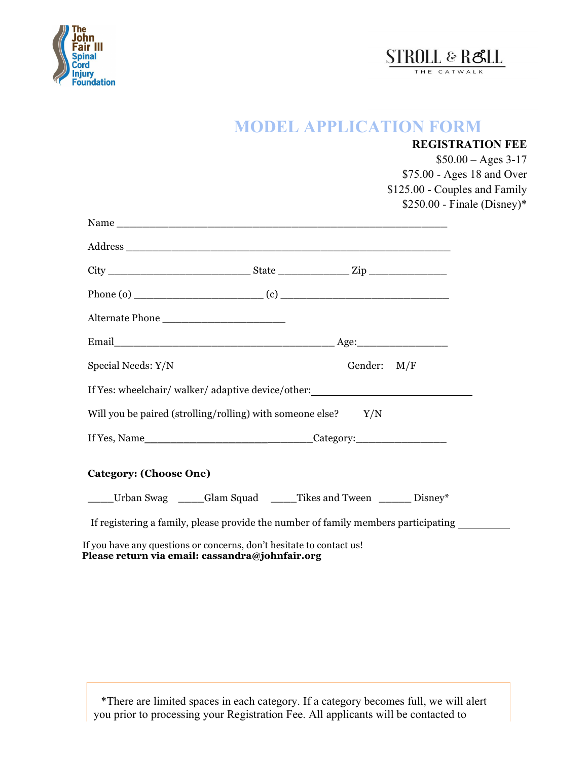The John Fair III Spinal Cord Injury Foundation

STROLL & ROLL
THE CATWALK

# MODEL APPLICATION FORM

**REGISTRATION FEE**

$50.00 – Ages 3-17
$75.00 - Ages 18 and Over
$125.00 - Couples and Family
$250.00 - Finale (Disney)*

Name ____________________________________________________________

Address __________________________________________________________

City ________________________ State ____________ Zip _____________

Phone (o) ______________________ (c) _____________________________

Alternate Phone _____________________

Email________________________________________ Age:_______________

Special Needs: Y/N Gender: M/F

If Yes: wheelchair/ walker/ adaptive device/other:____________________________

Will you be paired (strolling/rolling) with someone else? Y/N

If Yes, Name_____________________________Category:_______________

**Category: (Choose One)**

_____Urban Swag _____Glam Squad _____Tikes and Tween ______ Disney*

If registering a family, please provide the number of family members participating _________

If you have any questions or concerns, don't hesitate to contact us!
**Please return via email: cassandra@johnfair.org**

*There are limited spaces in each category. If a category becomes full, we will alert you prior to processing your Registration Fee. All applicants will be contacted to